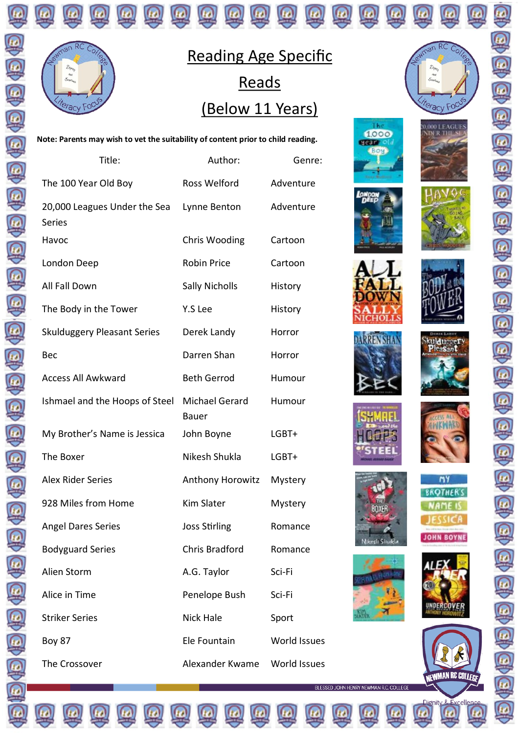# Reading Age Specific Reads (Below 11 Years)

**Note: Parents may wish to vet the suitability of content prior to child reading.**

| Title: | Author: | Genre: |
|---|---|---|
| The 100 Year Old Boy | Ross Welford | Adventure |
| 20,000 Leagues Under the Sea Series | Lynne Benton | Adventure |
| Havoc | Chris Wooding | Cartoon |
| London Deep | Robin Price | Cartoon |
| All Fall Down | Sally Nicholls | History |
| The Body in the Tower | Y.S Lee | History |
| Skulduggery Pleasant Series | Derek Landy | Horror |
| Bec | Darren Shan | Horror |
| Access All Awkward | Beth Gerrod | Humour |
| Ishmael and the Hoops of Steel | Michael Gerard Bauer | Humour |
| My Brother's Name is Jessica | John Boyne | LGBT+ |
| The Boxer | Nikesh Shukla | LGBT+ |
| Alex Rider Series | Anthony Horowitz | Mystery |
| 928 Miles from Home | Kim Slater | Mystery |
| Angel Dares Series | Joss Stirling | Romance |
| Bodyguard Series | Chris Bradford | Romance |
| Alien Storm | A.G. Taylor | Sci-Fi |
| Alice in Time | Penelope Bush | Sci-Fi |
| Striker Series | Nick Hale | Sport |
| Boy 87 | Ele Fountain | World Issues |
| The Crossover | Alexander Kwame | World Issues |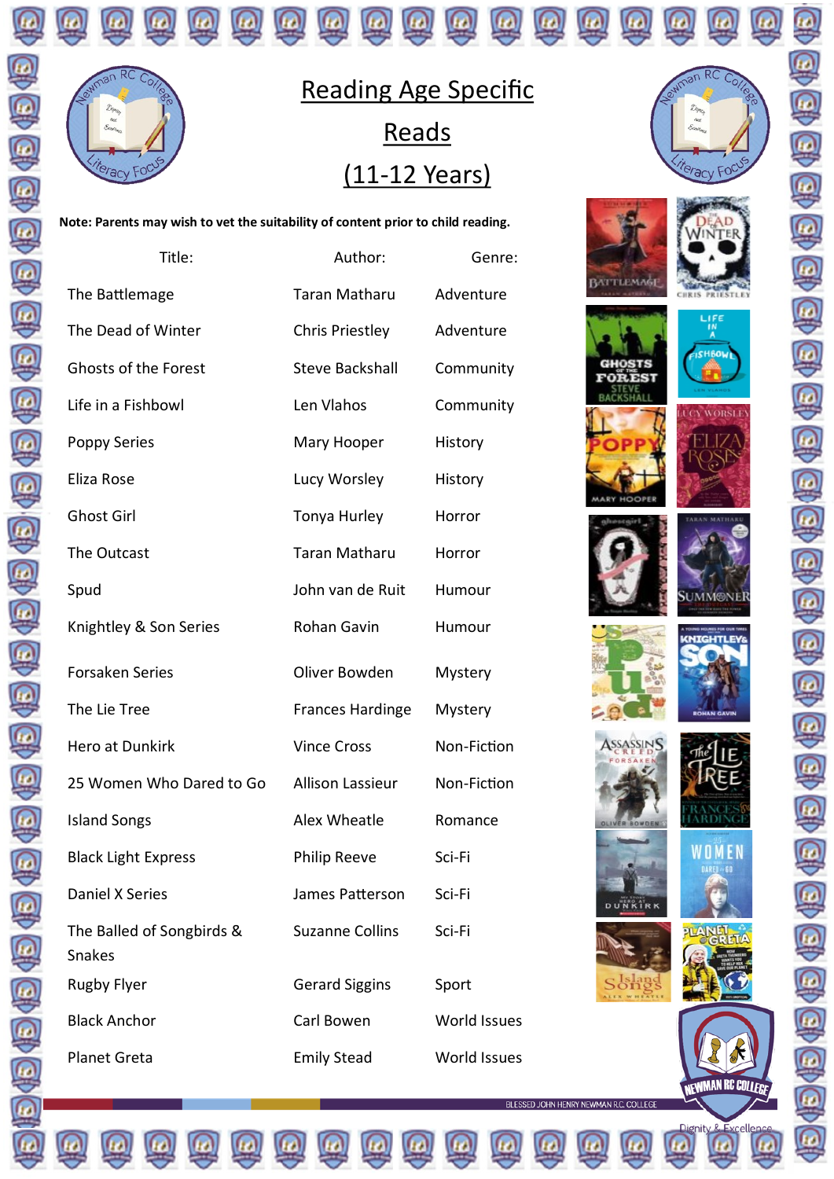# Reading Age Specific Reads (11-12 Years)

**Note: Parents may wish to vet the suitability of content prior to child reading.**

| Title: | Author: | Genre: |
|---|---|---|
| The Battlemage | Taran Matharu | Adventure |
| The Dead of Winter | Chris Priestley | Adventure |
| Ghosts of the Forest | Steve Backshall | Community |
| Life in a Fishbowl | Len Vlahos | Community |
| Poppy Series | Mary Hooper | History |
| Eliza Rose | Lucy Worsley | History |
| Ghost Girl | Tonya Hurley | Horror |
| The Outcast | Taran Matharu | Horror |
| Spud | John van de Ruit | Humour |
| Knightley & Son Series | Rohan Gavin | Humour |
| Forsaken Series | Oliver Bowden | Mystery |
| The Lie Tree | Frances Hardinge | Mystery |
| Hero at Dunkirk | Vince Cross | Non-Fiction |
| 25 Women Who Dared to Go | Allison Lassieur | Non-Fiction |
| Island Songs | Alex Wheatle | Romance |
| Black Light Express | Philip Reeve | Sci-Fi |
| Daniel X Series | James Patterson | Sci-Fi |
| The Balled of Songbirds & Snakes | Suzanne Collins | Sci-Fi |
| Rugby Flyer | Gerard Siggins | Sport |
| Black Anchor | Carl Bowen | World Issues |
| Planet Greta | Emily Stead | World Issues |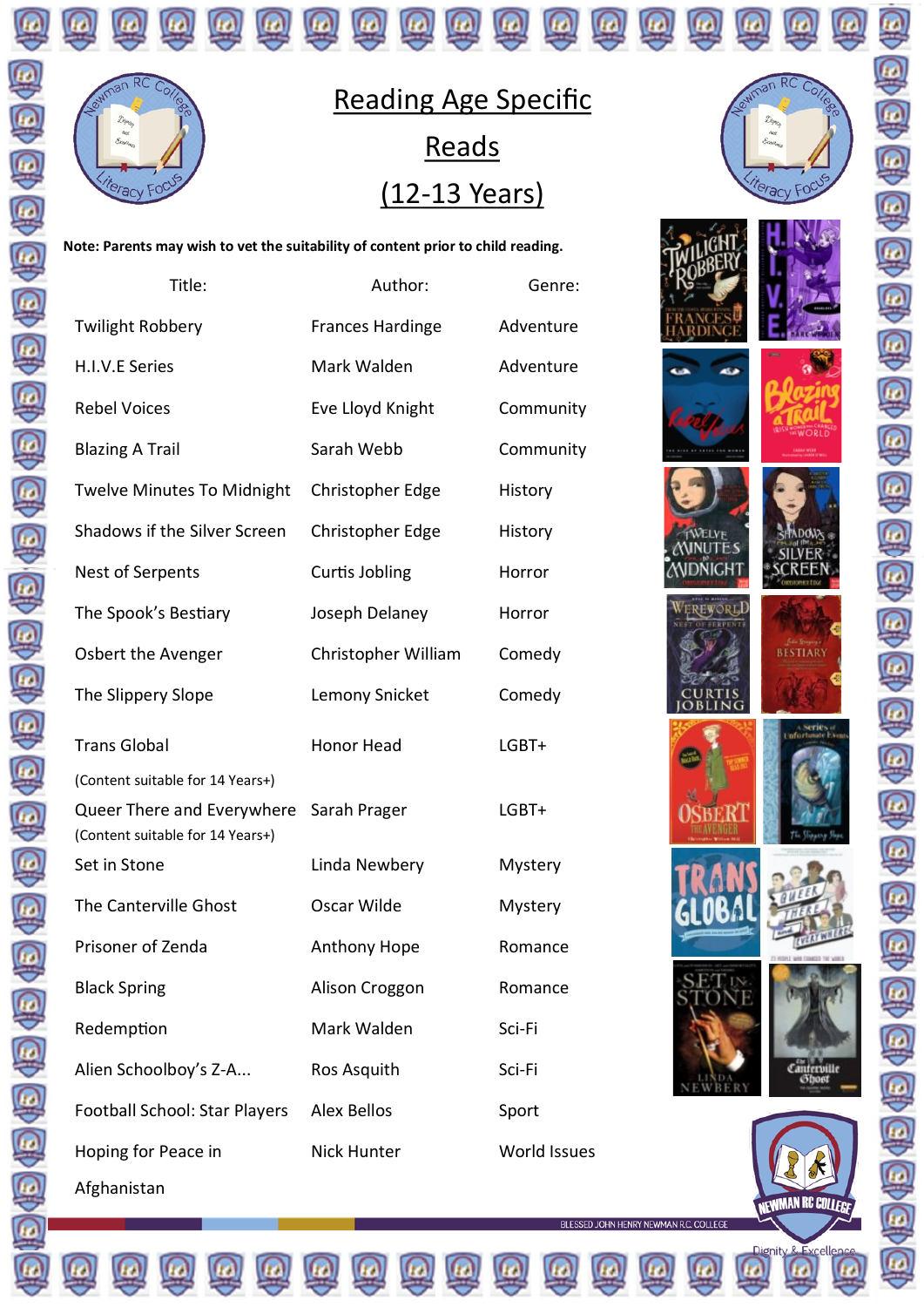# Reading Age Specific Reads (12-13 Years)

**Note: Parents may wish to vet the suitability of content prior to child reading.**

| Title: | Author: | Genre: |
|---|---|---|
| Twilight Robbery | Frances Hardinge | Adventure |
| H.I.V.E Series | Mark Walden | Adventure |
| Rebel Voices | Eve Lloyd Knight | Community |
| Blazing A Trail | Sarah Webb | Community |
| Twelve Minutes To Midnight | Christopher Edge | History |
| Shadows if the Silver Screen | Christopher Edge | History |
| Nest of Serpents | Curtis Jobling | Horror |
| The Spook's Bestiary | Joseph Delaney | Horror |
| Osbert the Avenger | Christopher William | Comedy |
| The Slippery Slope | Lemony Snicket | Comedy |
| Trans Global (Content suitable for 14 Years+) | Honor Head | LGBT+ |
| Queer There and Everywhere (Content suitable for 14 Years+) | Sarah Prager | LGBT+ |
| Set in Stone | Linda Newbery | Mystery |
| The Canterville Ghost | Oscar Wilde | Mystery |
| Prisoner of Zenda | Anthony Hope | Romance |
| Black Spring | Alison Croggon | Romance |
| Redemption | Mark Walden | Sci-Fi |
| Alien Schoolboy's Z-A... | Ros Asquith | Sci-Fi |
| Football School: Star Players | Alex Bellos | Sport |
| Hoping for Peace in Afghanistan | Nick Hunter | World Issues |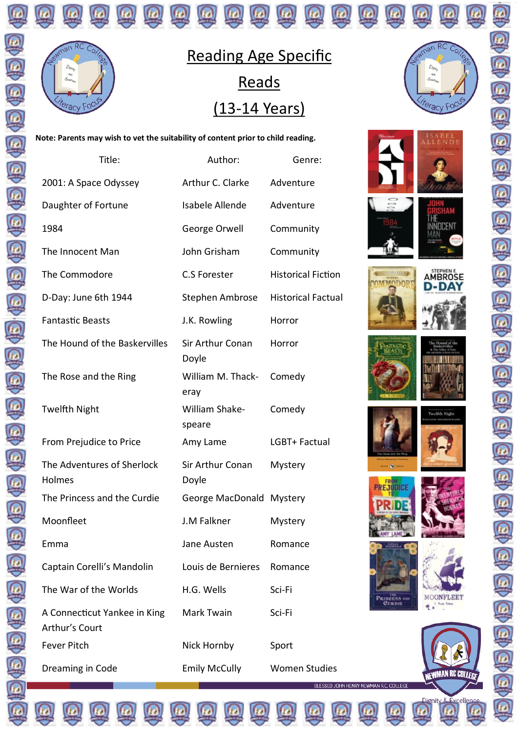# Reading Age Specific Reads (13-14 Years)

**Note: Parents may wish to vet the suitability of content prior to child reading.**

| Title: | Author: | Genre: |
| --- | --- | --- |
| 2001: A Space Odyssey | Arthur C. Clarke | Adventure |
| Daughter of Fortune | Isabele Allende | Adventure |
| 1984 | George Orwell | Community |
| The Innocent Man | John Grisham | Community |
| The Commodore | C.S Forester | Historical Fiction |
| D-Day: June 6th 1944 | Stephen Ambrose | Historical Factual |
| Fantastic Beasts | J.K. Rowling | Horror |
| The Hound of the Baskervilles | Sir Arthur Conan Doyle | Horror |
| The Rose and the Ring | William M. Thack-eray | Comedy |
| Twelfth Night | William Shake-speare | Comedy |
| From Prejudice to Price | Amy Lame | LGBT+ Factual |
| The Adventures of Sherlock Holmes | Sir Arthur Conan Doyle | Mystery |
| The Princess and the Curdie | George MacDonald | Mystery |
| Moonfleet | J.M Falkner | Mystery |
| Emma | Jane Austen | Romance |
| Captain Corelli's Mandolin | Louis de Bernieres | Romance |
| The War of the Worlds | H.G. Wells | Sci-Fi |
| A Connecticut Yankee in King Arthur's Court | Mark Twain | Sci-Fi |
| Fever Pitch | Nick Hornby | Sport |
| Dreaming in Code | Emily McCully | Women Studies |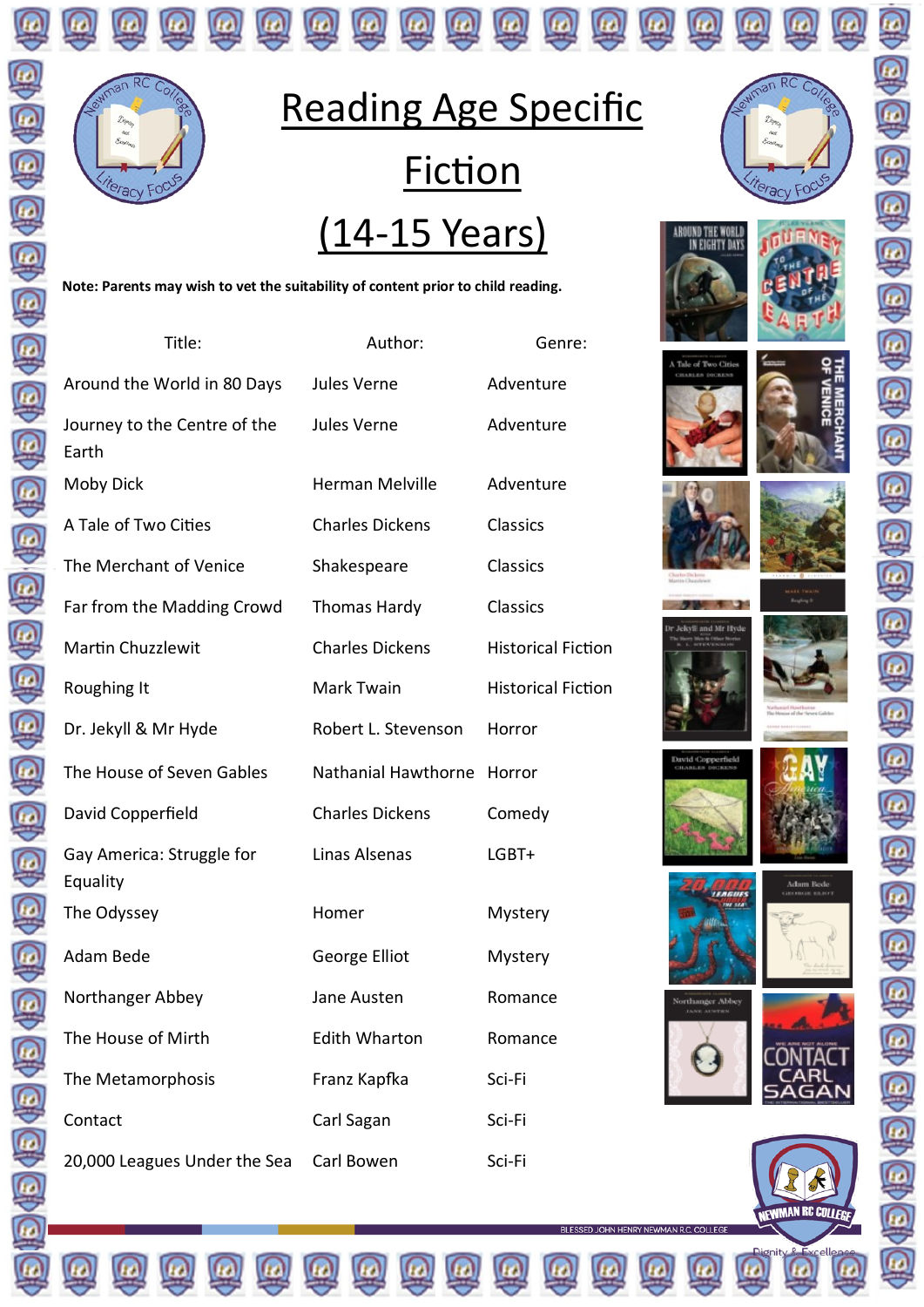# Reading Age Specific Fiction (14-15 Years)

**Note: Parents may wish to vet the suitability of content prior to child reading.**

| Title: | Author: | Genre: |
|---|---|---|
| Around the World in 80 Days | Jules Verne | Adventure |
| Journey to the Centre of the Earth | Jules Verne | Adventure |
| Moby Dick | Herman Melville | Adventure |
| A Tale of Two Cities | Charles Dickens | Classics |
| The Merchant of Venice | Shakespeare | Classics |
| Far from the Madding Crowd | Thomas Hardy | Classics |
| Martin Chuzzlewit | Charles Dickens | Historical Fiction |
| Roughing It | Mark Twain | Historical Fiction |
| Dr. Jekyll & Mr Hyde | Robert L. Stevenson | Horror |
| The House of Seven Gables | Nathanial Hawthorne | Horror |
| David Copperfield | Charles Dickens | Comedy |
| Gay America: Struggle for Equality | Linas Alsenas | LGBT+ |
| The Odyssey | Homer | Mystery |
| Adam Bede | George Elliot | Mystery |
| Northanger Abbey | Jane Austen | Romance |
| The House of Mirth | Edith Wharton | Romance |
| The Metamorphosis | Franz Kapfka | Sci-Fi |
| Contact | Carl Sagan | Sci-Fi |
| 20,000 Leagues Under the Sea | Carl Bowen | Sci-Fi |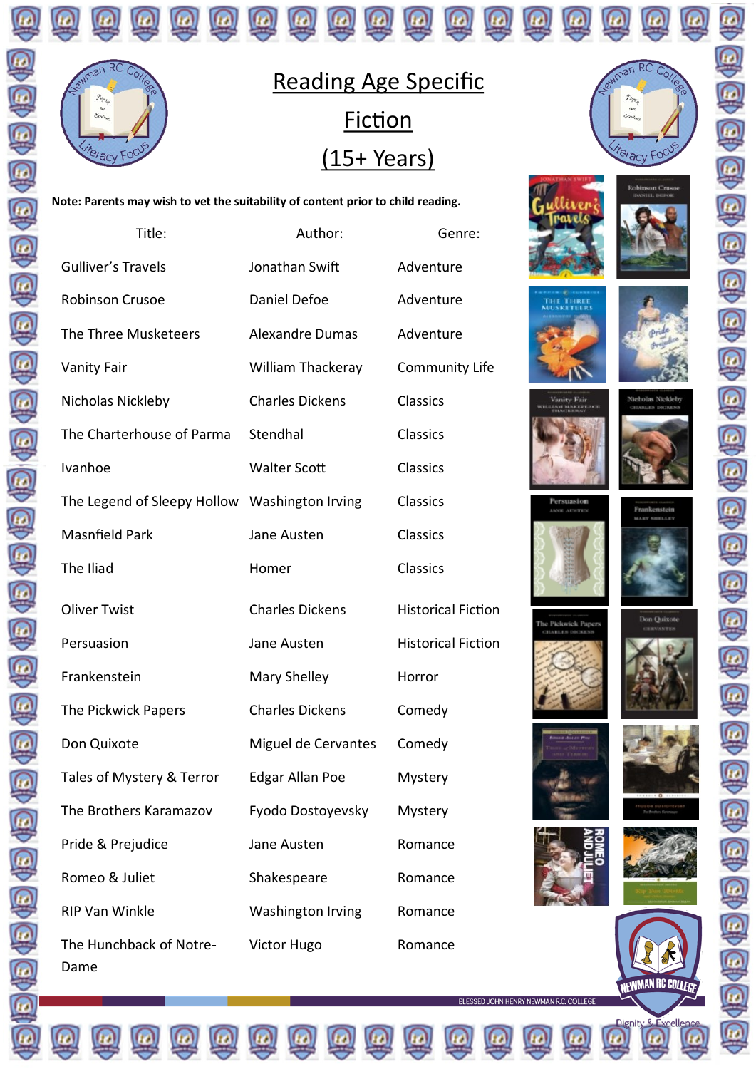# Reading Age Specific Fiction (15+ Years)

**Note: Parents may wish to vet the suitability of content prior to child reading.**

| Title: | Author: | Genre: |
|---|---|---|
| Gulliver's Travels | Jonathan Swift | Adventure |
| Robinson Crusoe | Daniel Defoe | Adventure |
| The Three Musketeers | Alexandre Dumas | Adventure |
| Vanity Fair | William Thackeray | Community Life |
| Nicholas Nickleby | Charles Dickens | Classics |
| The Charterhouse of Parma | Stendhal | Classics |
| Ivanhoe | Walter Scott | Classics |
| The Legend of Sleepy Hollow | Washington Irving | Classics |
| Masnfield Park | Jane Austen | Classics |
| The Iliad | Homer | Classics |
| Oliver Twist | Charles Dickens | Historical Fiction |
| Persuasion | Jane Austen | Historical Fiction |
| Frankenstein | Mary Shelley | Horror |
| The Pickwick Papers | Charles Dickens | Comedy |
| Don Quixote | Miguel de Cervantes | Comedy |
| Tales of Mystery & Terror | Edgar Allan Poe | Mystery |
| The Brothers Karamazov | Fyodo Dostoyevsky | Mystery |
| Pride & Prejudice | Jane Austen | Romance |
| Romeo & Juliet | Shakespeare | Romance |
| RIP Van Winkle | Washington Irving | Romance |
| The Hunchback of Notre-Dame | Victor Hugo | Romance |